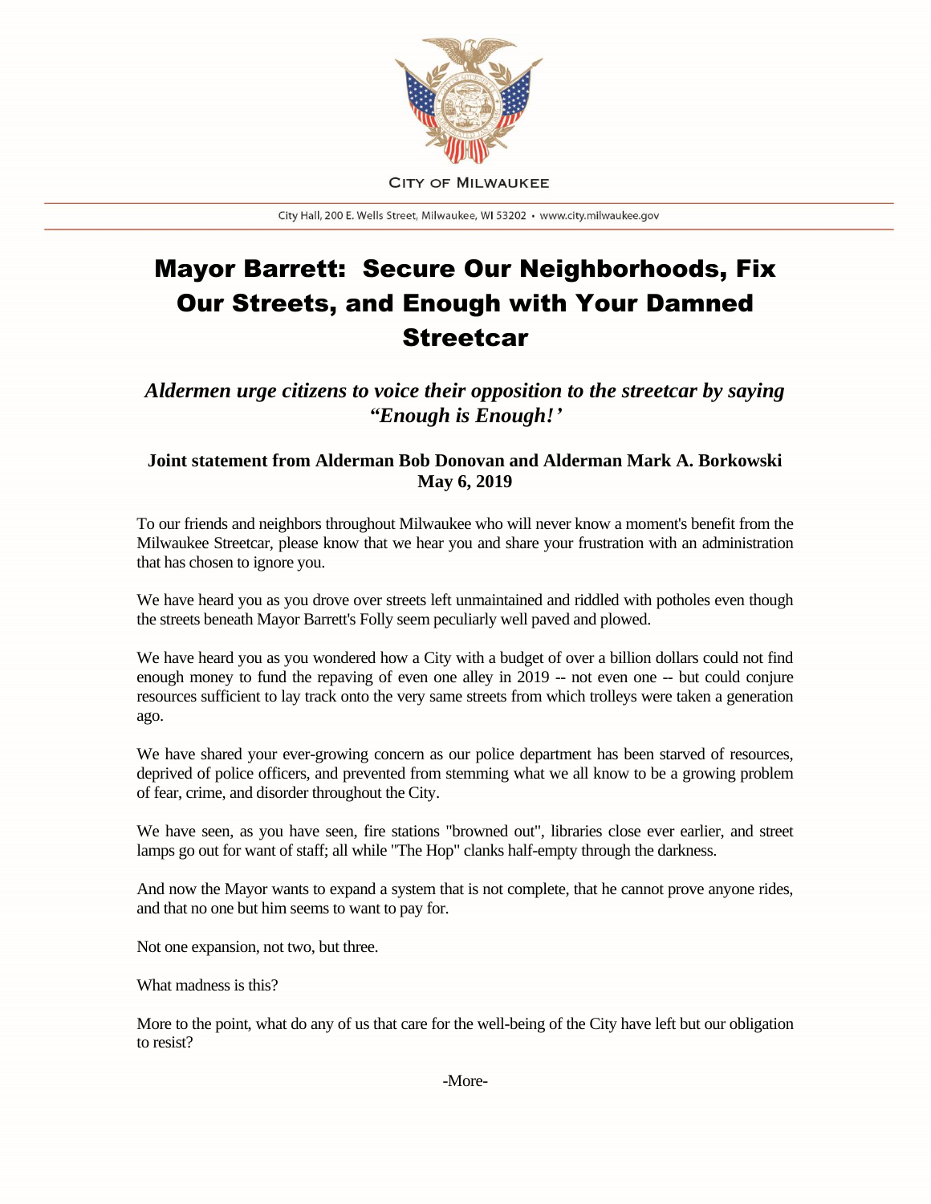CITY OF MILWAUKEE

City Hall, 200 E. Wells Street, Milwaukee, WI 53202 • www.city.milwaukee.gov

# Mayor Barrett: Secure Our Neighborhoods, Fix Our Streets, and Enough with Your Damned Streetcar

### *Aldermen urge citizens to voice their opposition to the streetcar by saying "Enough is Enough!'*

**Joint statement from Alderman Bob Donovan and Alderman Mark A. Borkowski**
**May 6, 2019**

To our friends and neighbors throughout Milwaukee who will never know a moment's benefit from the Milwaukee Streetcar, please know that we hear you and share your frustration with an administration that has chosen to ignore you.

We have heard you as you drove over streets left unmaintained and riddled with potholes even though the streets beneath Mayor Barrett's Folly seem peculiarly well paved and plowed.

We have heard you as you wondered how a City with a budget of over a billion dollars could not find enough money to fund the repaving of even one alley in 2019 -- not even one -- but could conjure resources sufficient to lay track onto the very same streets from which trolleys were taken a generation ago.

We have shared your ever-growing concern as our police department has been starved of resources, deprived of police officers, and prevented from stemming what we all know to be a growing problem of fear, crime, and disorder throughout the City.

We have seen, as you have seen, fire stations "browned out", libraries close ever earlier, and street lamps go out for want of staff; all while "The Hop" clanks half-empty through the darkness.

And now the Mayor wants to expand a system that is not complete, that he cannot prove anyone rides, and that no one but him seems to want to pay for.

Not one expansion, not two, but three.

What madness is this?

More to the point, what do any of us that care for the well-being of the City have left but our obligation to resist?

-More-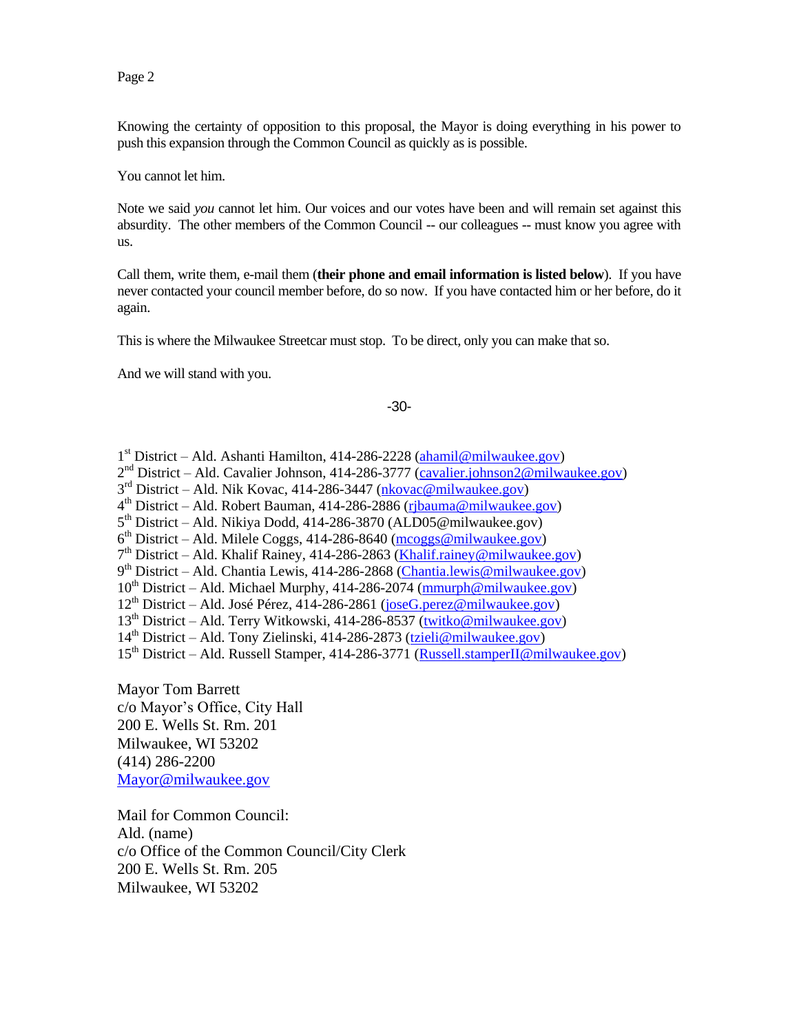Knowing the certainty of opposition to this proposal, the Mayor is doing everything in his power to push this expansion through the Common Council as quickly as is possible.

You cannot let him.

Note we said *you* cannot let him. Our voices and our votes have been and will remain set against this absurdity. The other members of the Common Council -- our colleagues -- must know you agree with us.

Call them, write them, e-mail them (**their phone and email information is listed below**). If you have never contacted your council member before, do so now. If you have contacted him or her before, do it again.

This is where the Milwaukee Streetcar must stop. To be direct, only you can make that so.

And we will stand with you.

-30-

1st District – Ald. Ashanti Hamilton, 414-286-2228 (ahamil@milwaukee.gov)
2nd District – Ald. Cavalier Johnson, 414-286-3777 (cavalier.johnson2@milwaukee.gov)
3rd District – Ald. Nik Kovac, 414-286-3447 (nkovac@milwaukee.gov)
4th District – Ald. Robert Bauman, 414-286-2886 (rjbauma@milwaukee.gov)
5th District – Ald. Nikiya Dodd, 414-286-3870 (ALD05@milwaukee.gov)
6th District – Ald. Milele Coggs, 414-286-8640 (mcoggs@milwaukee.gov)
7th District – Ald. Khalif Rainey, 414-286-2863 (Khalif.rainey@milwaukee.gov)
9th District – Ald. Chantia Lewis, 414-286-2868 (Chantia.lewis@milwaukee.gov)
10th District – Ald. Michael Murphy, 414-286-2074 (mmurph@milwaukee.gov)
12th District – Ald. José Pérez, 414-286-2861 (joseG.perez@milwaukee.gov)
13th District – Ald. Terry Witkowski, 414-286-8537 (twitko@milwaukee.gov)
14th District – Ald. Tony Zielinski, 414-286-2873 (tzieli@milwaukee.gov)
15th District – Ald. Russell Stamper, 414-286-3771 (Russell.stamperII@milwaukee.gov)

Mayor Tom Barrett
c/o Mayor's Office, City Hall
200 E. Wells St. Rm. 201
Milwaukee, WI 53202
(414) 286-2200
Mayor@milwaukee.gov

Mail for Common Council:
Ald. (name)
c/o Office of the Common Council/City Clerk
200 E. Wells St. Rm. 205
Milwaukee, WI 53202